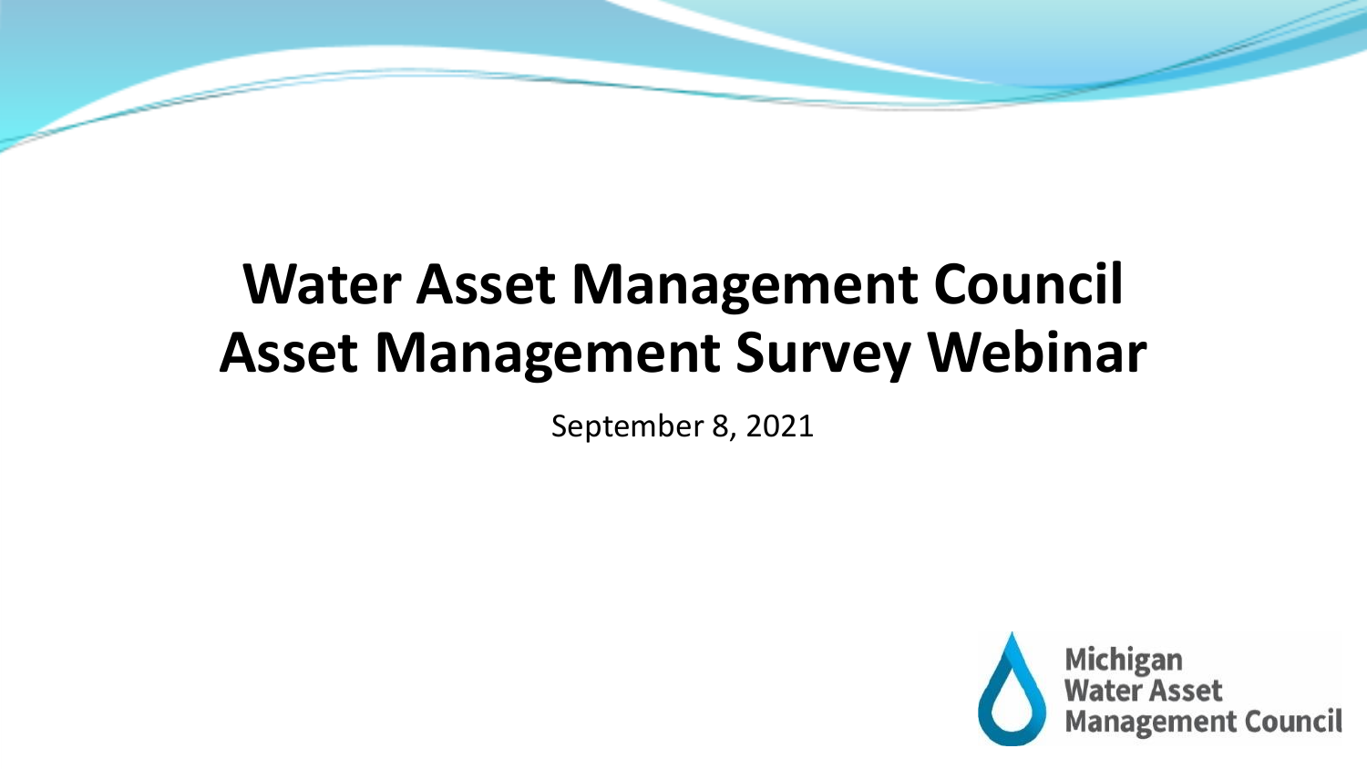# Water Asset Management Council Asset Management Survey Webinar

September 8, 2021

Michigan Water Asset Management Council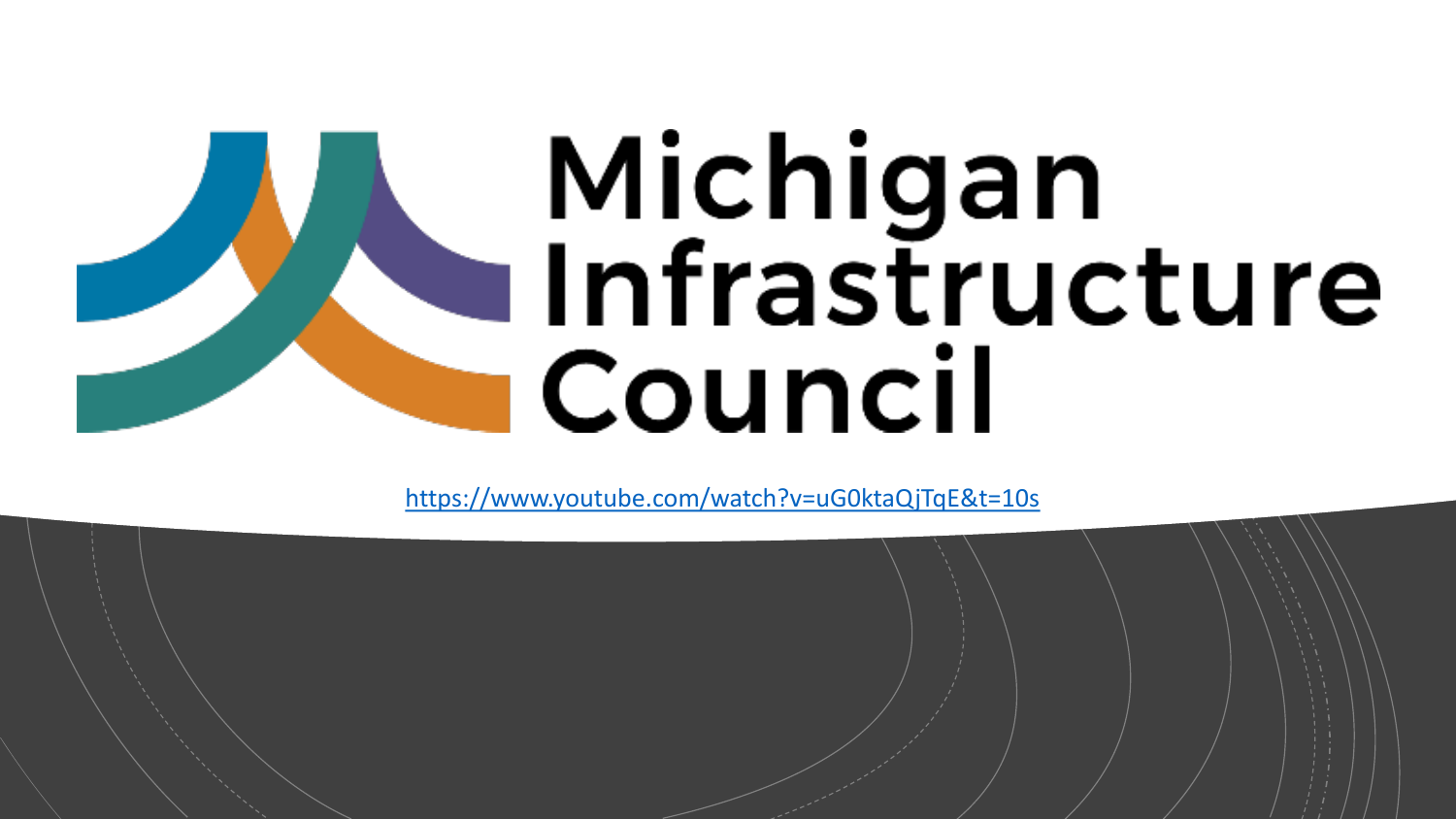# Michigan Infrastructure Council

https://www.youtube.com/watch?v=uG0ktaQjTqE&t=10s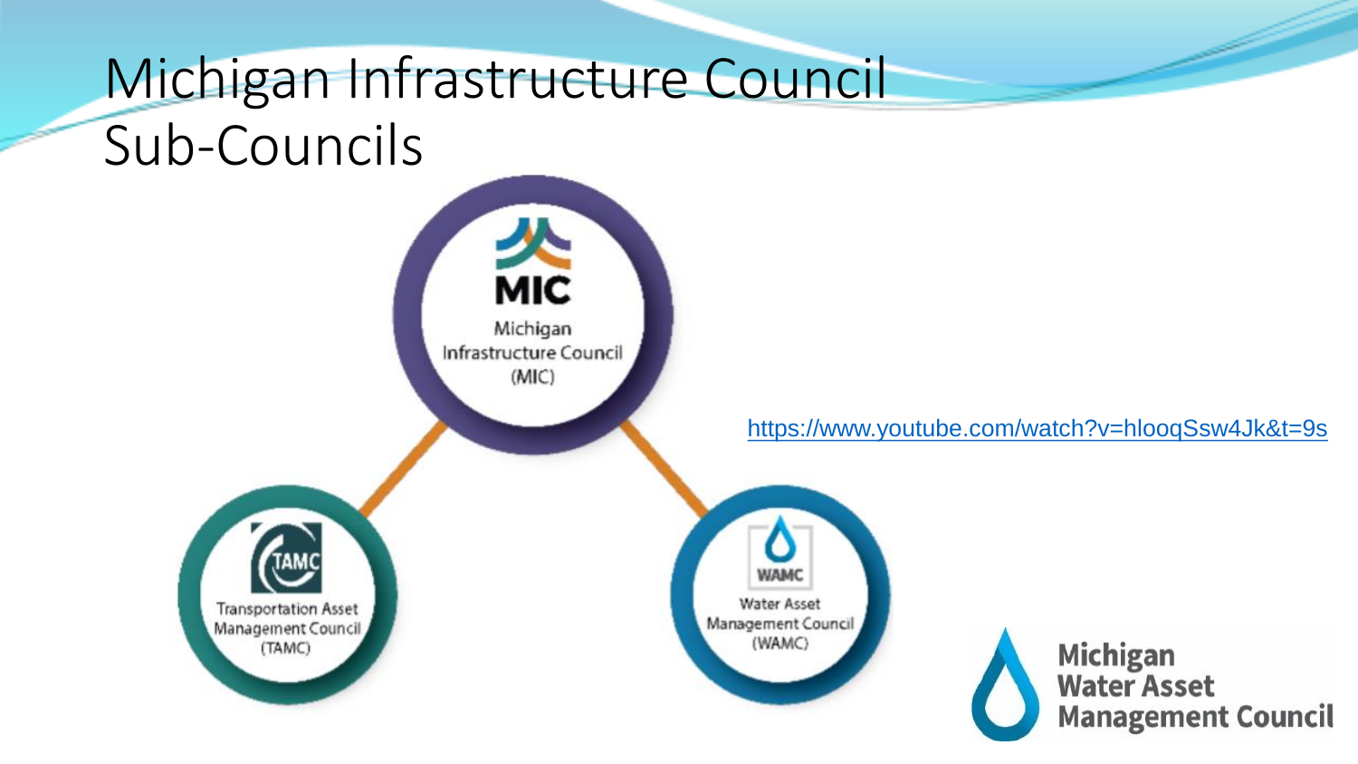# Michigan Infrastructure Council Sub-Councils

**MIC**

Michigan Infrastructure Council (MIC)

https://www.youtube.com/watch?v=hlooqSsw4Jk&t=9s

TAMC

Transportation Asset Management Council (TAMC)

WAMC

Water Asset Management Council (WAMC)

**Michigan Water Asset Management Council**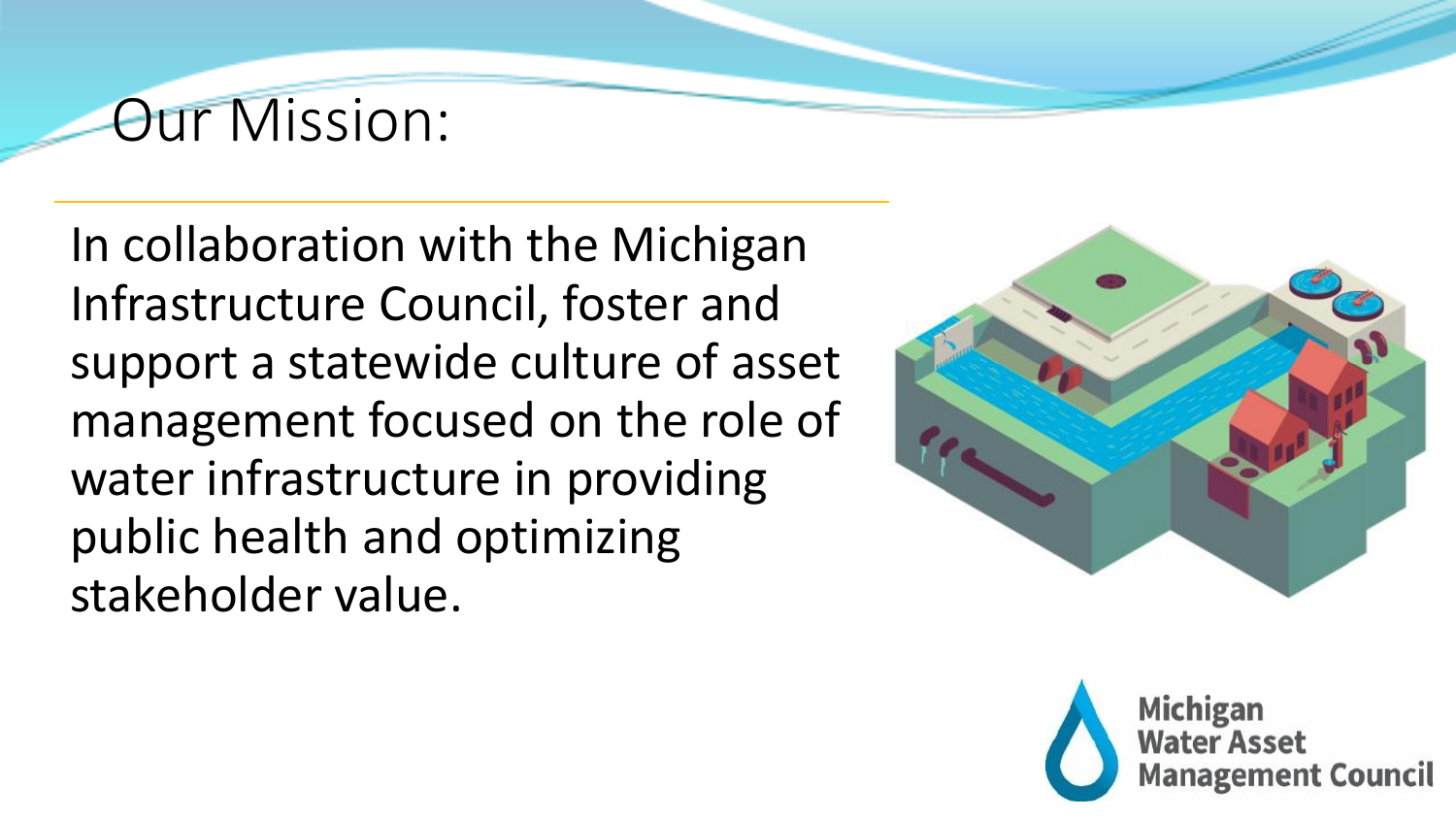# Our Mission:

In collaboration with the Michigan Infrastructure Council, foster and support a statewide culture of asset management focused on the role of water infrastructure in providing public health and optimizing stakeholder value.

Michigan Water Asset Management Council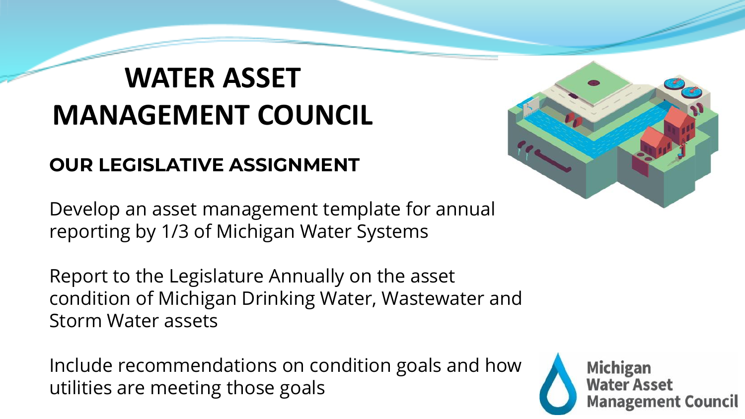# WATER ASSET MANAGEMENT COUNCIL

## OUR LEGISLATIVE ASSIGNMENT

Develop an asset management template for annual reporting by 1/3 of Michigan Water Systems

Report to the Legislature Annually on the asset condition of Michigan Drinking Water, Wastewater and Storm Water assets

Include recommendations on condition goals and how utilities are meeting those goals

Michigan Water Asset Management Council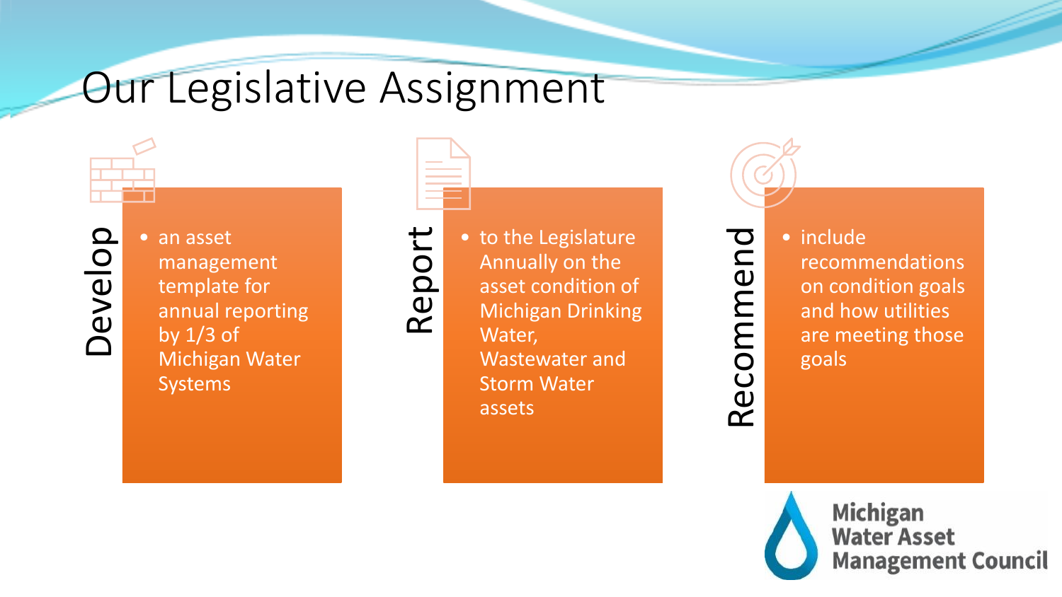# Our Legislative Assignment

**Develop**

- an asset management template for annual reporting by 1/3 of Michigan Water Systems

**Report**

- to the Legislature Annually on the asset condition of Michigan Drinking Water, Wastewater and Storm Water assets

**Recommend**

- include recommendations on condition goals and how utilities are meeting those goals

Michigan Water Asset Management Council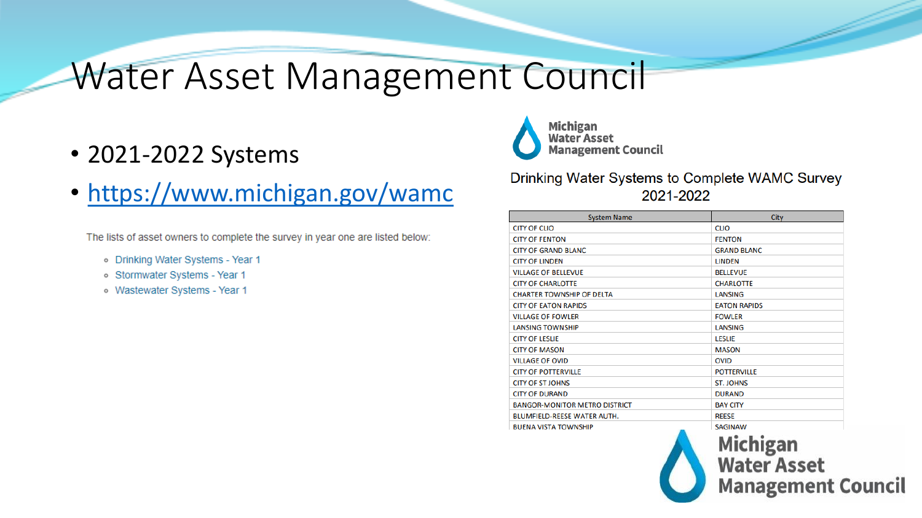# Water Asset Management Council

- 2021-2022 Systems
- https://www.michigan.gov/wamc

The lists of asset owners to complete the survey in year one are listed below:

- Drinking Water Systems - Year 1
- Stormwater Systems - Year 1
- Wastewater Systems - Year 1

Michigan Water Asset Management Council

Drinking Water Systems to Complete WAMC Survey 2021-2022

| System Name | City |
|---|---|
| CITY OF CLIO | CLIO |
| CITY OF FENTON | FENTON |
| CITY OF GRAND BLANC | GRAND BLANC |
| CITY OF LINDEN | LINDEN |
| VILLAGE OF BELLEVUE | BELLEVUE |
| CITY OF CHARLOTTE | CHARLOTTE |
| CHARTER TOWNSHIP OF DELTA | LANSING |
| CITY OF EATON RAPIDS | EATON RAPIDS |
| VILLAGE OF FOWLER | FOWLER |
| LANSING TOWNSHIP | LANSING |
| CITY OF LESLIE | LESLIE |
| CITY OF MASON | MASON |
| VILLAGE OF OVID | OVID |
| CITY OF POTTERVILLE | POTTERVILLE |
| CITY OF ST JOHNS | ST. JOHNS |
| CITY OF DURAND | DURAND |
| BANGOR-MONITOR METRO DISTRICT | BAY CITY |
| BLUMFIELD-REESE WATER AUTH. | REESE |
| BUENA VISTA TOWNSHIP | SAGINAW |

Michigan Water Asset Management Council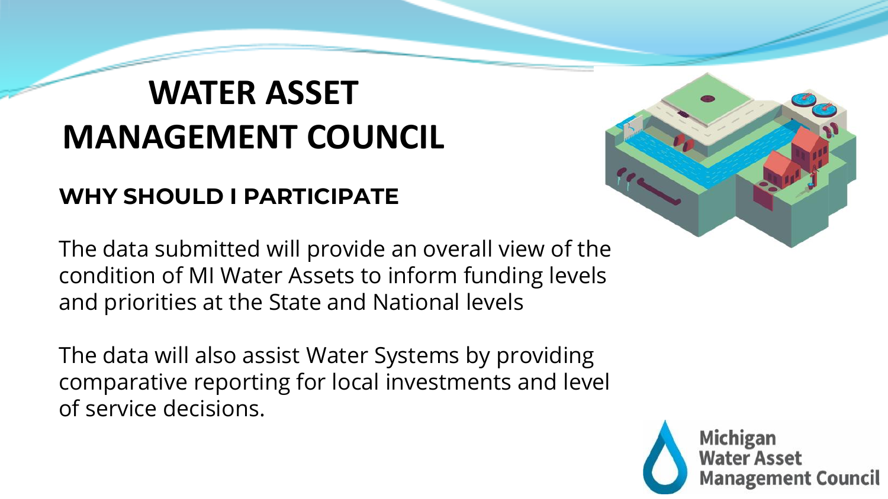# WATER ASSET MANAGEMENT COUNCIL

## WHY SHOULD I PARTICIPATE

The data submitted will provide an overall view of the condition of MI Water Assets to inform funding levels and priorities at the State and National levels

The data will also assist Water Systems by providing comparative reporting for local investments and level of service decisions.

Michigan Water Asset Management Council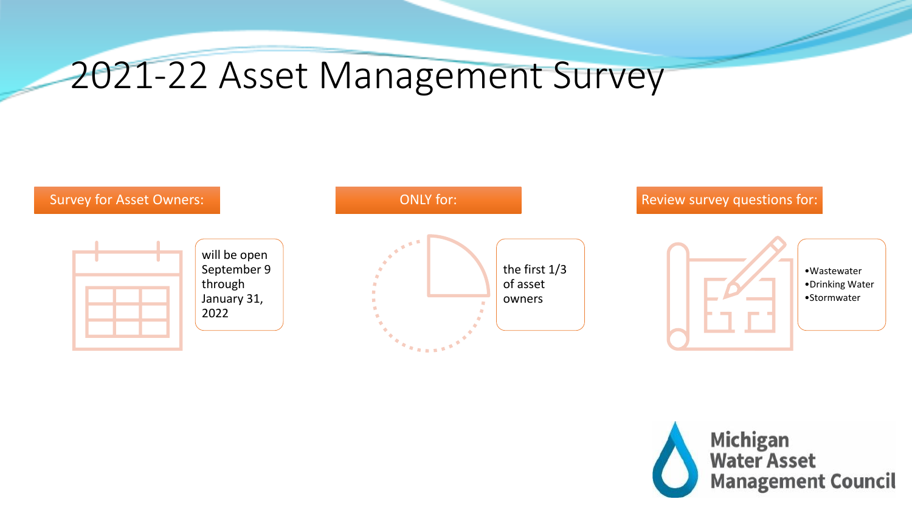# 2021-22 Asset Management Survey

**Survey for Asset Owners:**

will be open September 9 through January 31, 2022

**ONLY for:**

the first 1/3 of asset owners

**Review survey questions for:**

- Wastewater
- Drinking Water
- Stormwater

Michigan Water Asset Management Council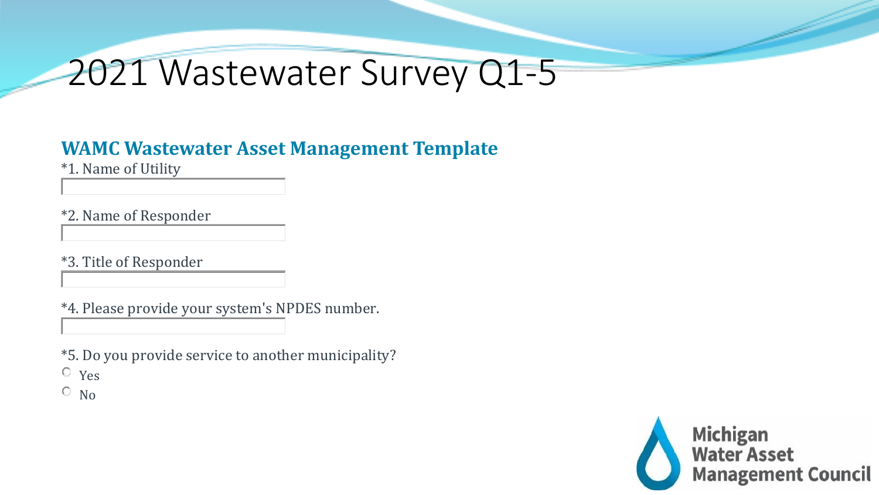# 2021 Wastewater Survey Q1-5

## WAMC Wastewater Asset Management Template

*1. Name of Utility

*2. Name of Responder

*3. Title of Responder

*4. Please provide your system's NPDES number.

*5. Do you provide service to another municipality?

- Yes
- No

Michigan Water Asset Management Council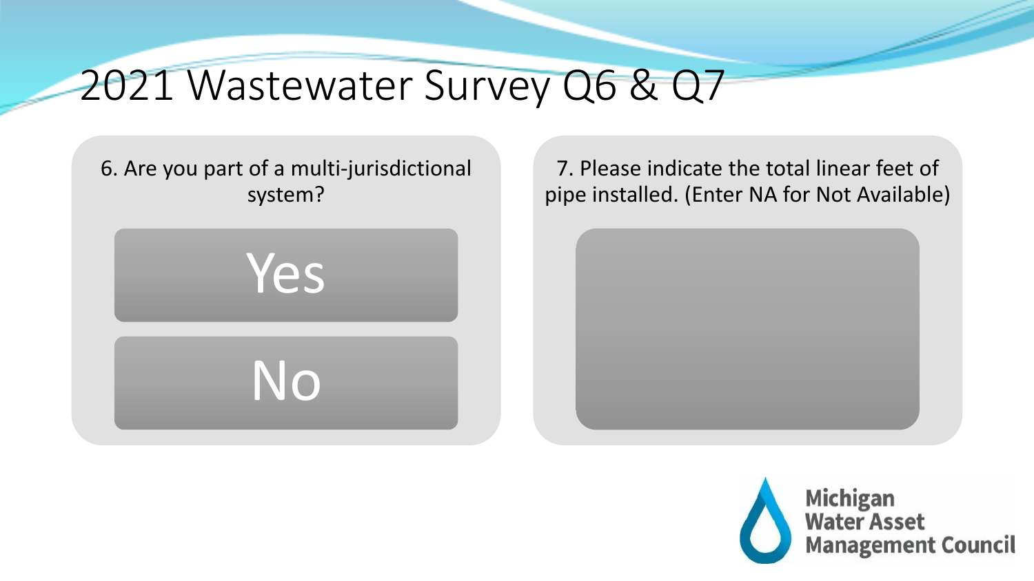# 2021 Wastewater Survey Q6 & Q7

6. Are you part of a multi-jurisdictional system?

- Yes
- No

7. Please indicate the total linear feet of pipe installed. (Enter NA for Not Available)

Michigan Water Asset Management Council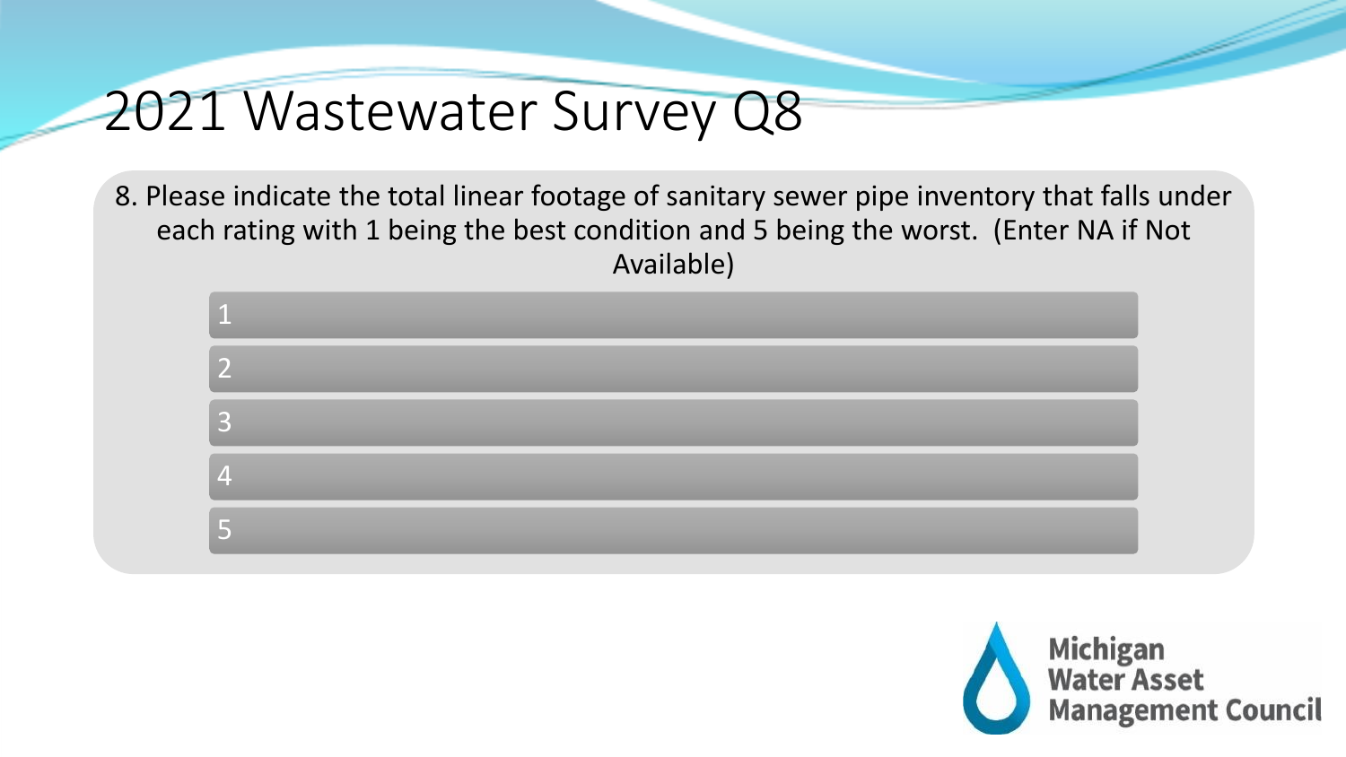# 2021 Wastewater Survey Q8

8. Please indicate the total linear footage of sanitary sewer pipe inventory that falls under each rating with 1 being the best condition and 5 being the worst. (Enter NA if Not Available)

1

2

3

4

5

Michigan Water Asset Management Council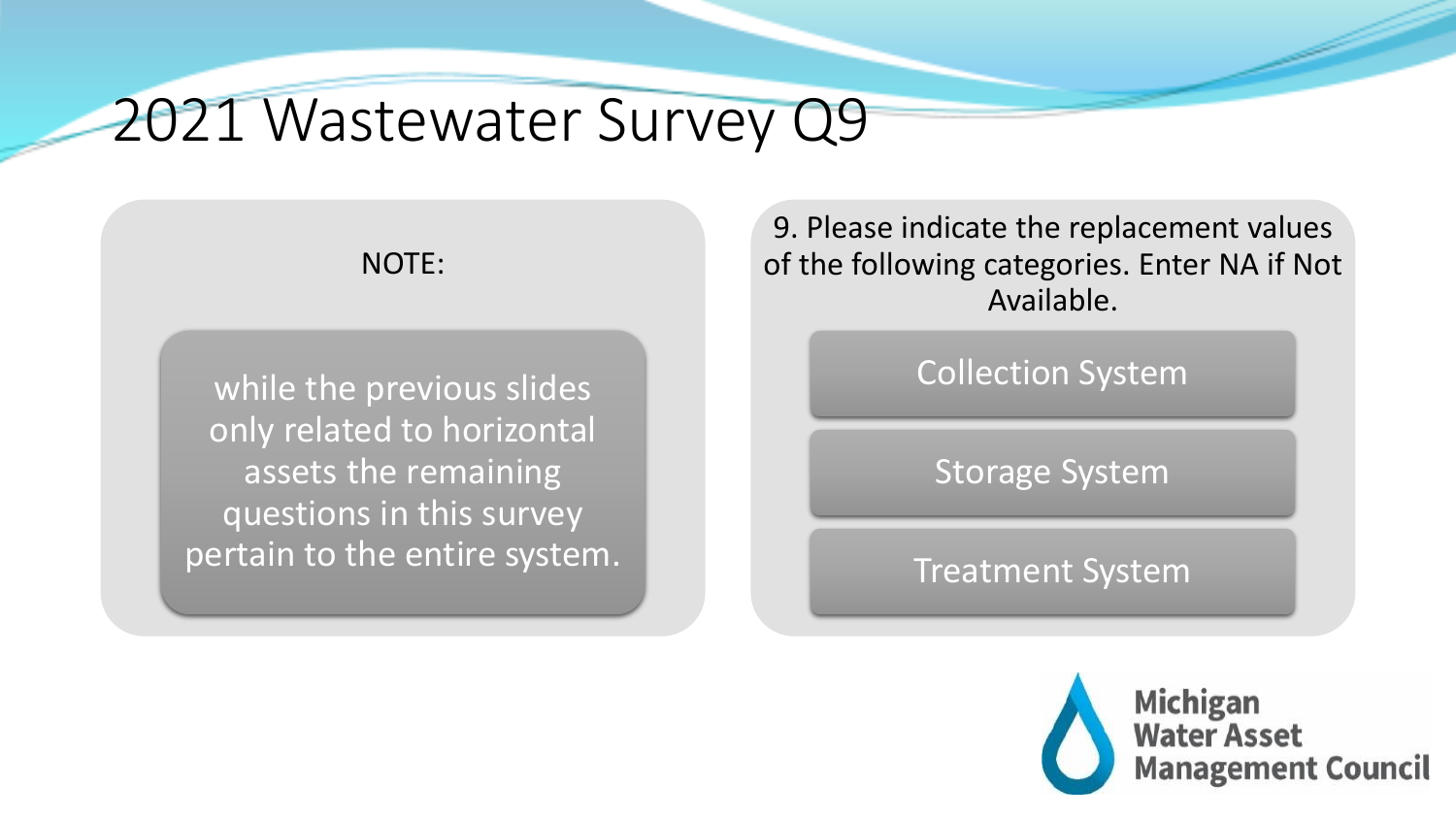# 2021 Wastewater Survey Q9

NOTE:

while the previous slides only related to horizontal assets the remaining questions in this survey pertain to the entire system.

9. Please indicate the replacement values of the following categories. Enter NA if Not Available.

- Collection System
- Storage System
- Treatment System

Michigan Water Asset Management Council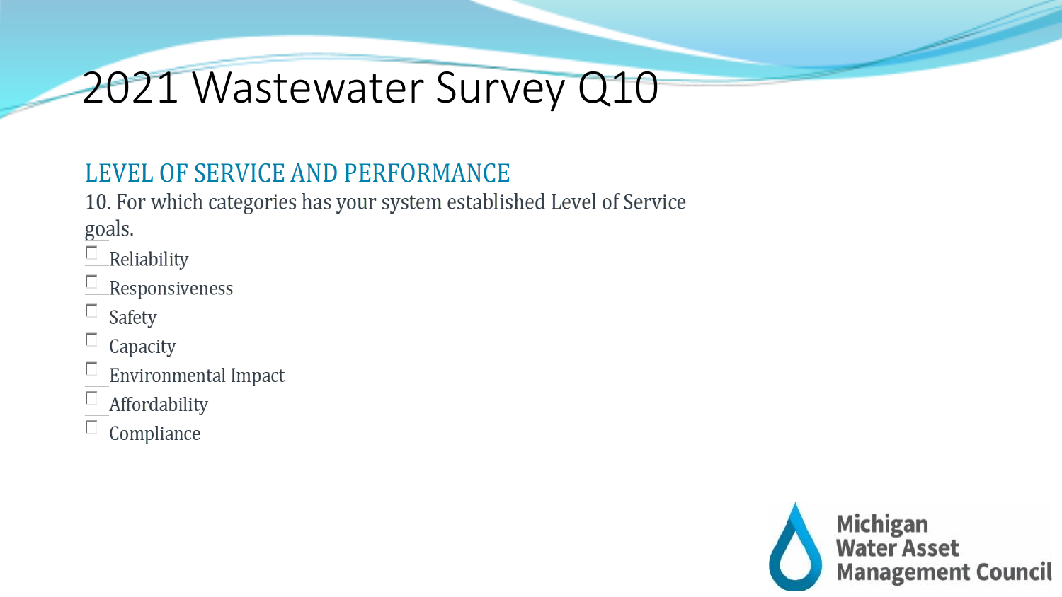# 2021 Wastewater Survey Q10

## LEVEL OF SERVICE AND PERFORMANCE

10. For which categories has your system established Level of Service goals.

- [ ] Reliability
- [ ] Responsiveness
- [ ] Safety
- [ ] Capacity
- [ ] Environmental Impact
- [ ] Affordability
- [ ] Compliance

Michigan Water Asset Management Council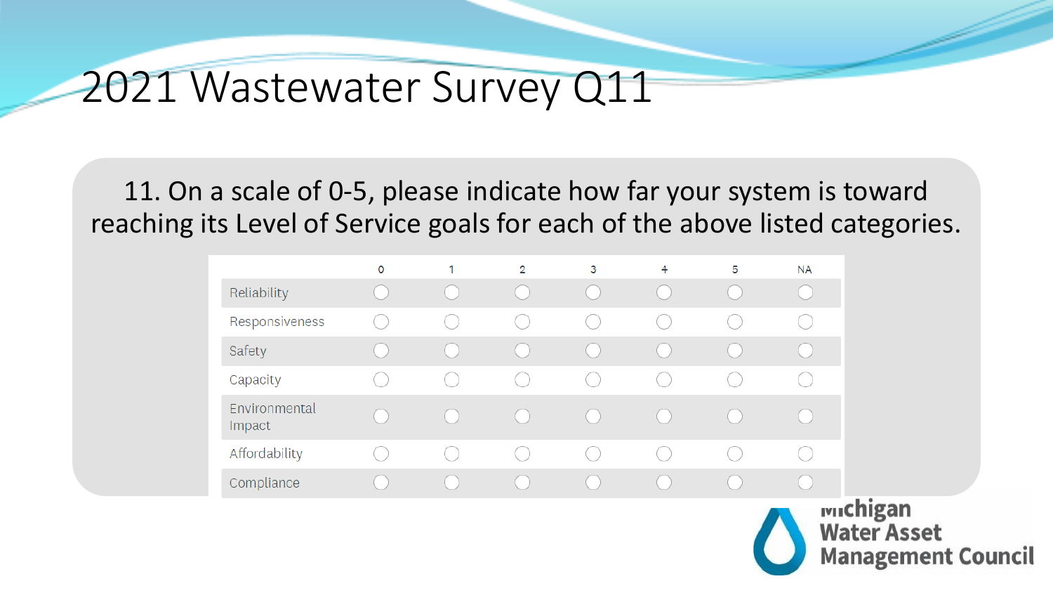# 2021 Wastewater Survey Q11

11. On a scale of 0-5, please indicate how far your system is toward reaching its Level of Service goals for each of the above listed categories.

| | 0 | 1 | 2 | 3 | 4 | 5 | NA |
|---|---|---|---|---|---|---|---|
| Reliability | ○ | ○ | ○ | ○ | ○ | ○ | ○ |
| Responsiveness | ○ | ○ | ○ | ○ | ○ | ○ | ○ |
| Safety | ○ | ○ | ○ | ○ | ○ | ○ | ○ |
| Capacity | ○ | ○ | ○ | ○ | ○ | ○ | ○ |
| Environmental Impact | ○ | ○ | ○ | ○ | ○ | ○ | ○ |
| Affordability | ○ | ○ | ○ | ○ | ○ | ○ | ○ |
| Compliance | ○ | ○ | ○ | ○ | ○ | ○ | ○ |

Michigan Water Asset Management Council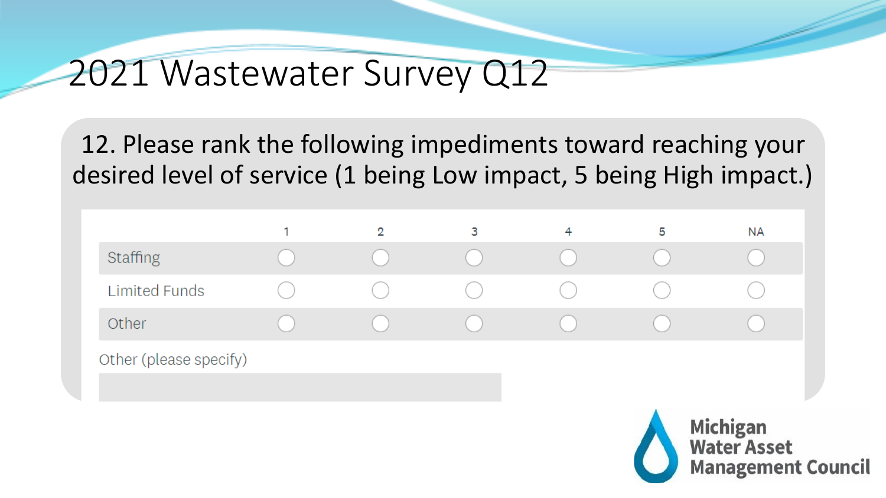# 2021 Wastewater Survey Q12

12. Please rank the following impediments toward reaching your desired level of service (1 being Low impact, 5 being High impact.)

| | 1 | 2 | 3 | 4 | 5 | NA |
|---|---|---|---|---|---|---|
| Staffing | ○ | ○ | ○ | ○ | ○ | ○ |
| Limited Funds | ○ | ○ | ○ | ○ | ○ | ○ |
| Other | ○ | ○ | ○ | ○ | ○ | ○ |

Other (please specify)

Michigan Water Asset Management Council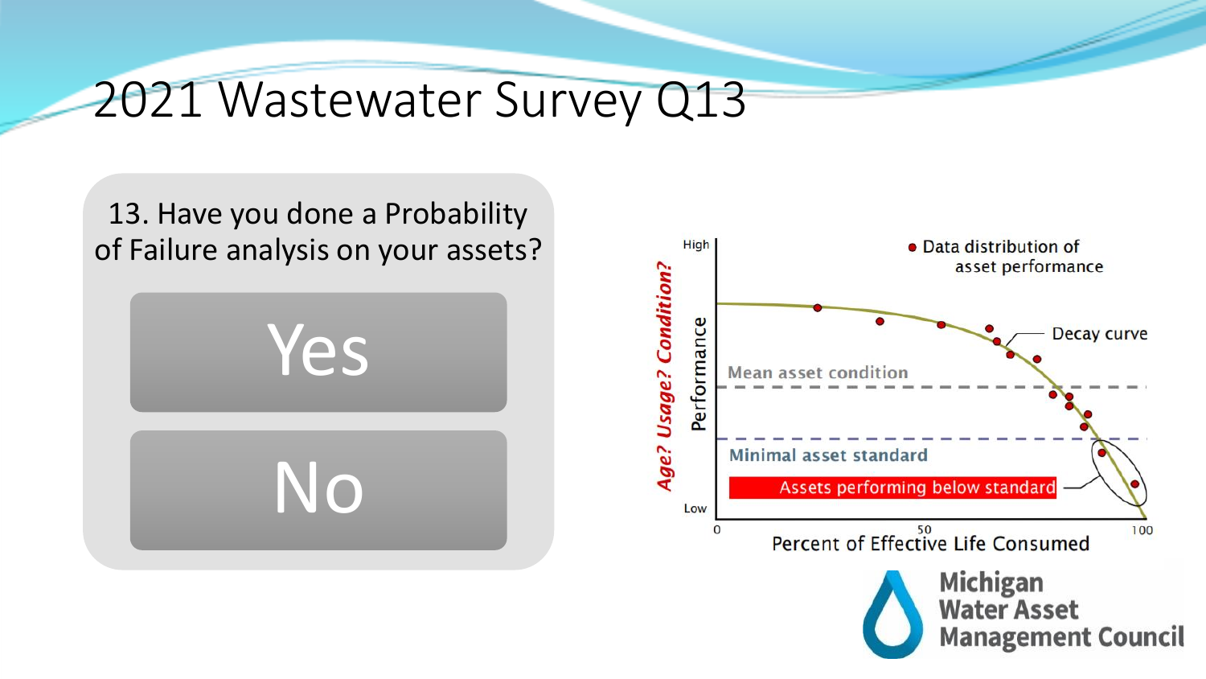# 2021 Wastewater Survey Q13

13. Have you done a Probability of Failure analysis on your assets?

- Yes
- No

High

Low

*Age? Usage? Condition?*

Performance

• Data distribution of asset performance

Decay curve

Mean asset condition

Minimal asset standard

Assets performing below standard

0 50 100

Percent of Effective Life Consumed

Michigan Water Asset Management Council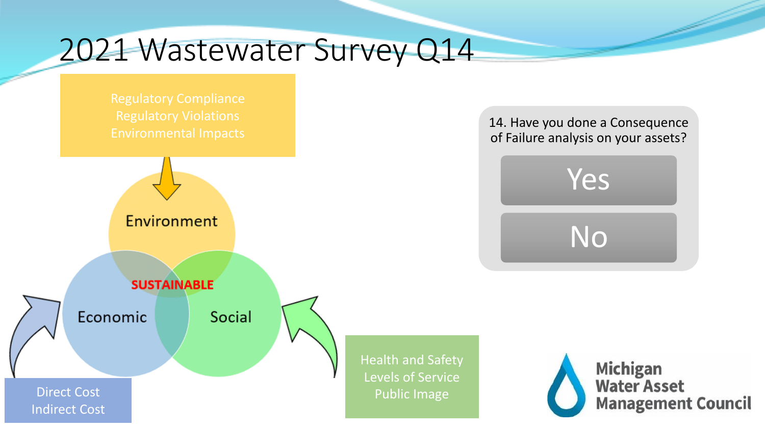# 2021 Wastewater Survey Q14

Regulatory Compliance
Regulatory Violations
Environmental Impacts

Environment

SUSTAINABLE

Economic

Social

Direct Cost
Indirect Cost

Health and Safety
Levels of Service
Public Image

14. Have you done a Consequence of Failure analysis on your assets?

Yes

No

Michigan Water Asset Management Council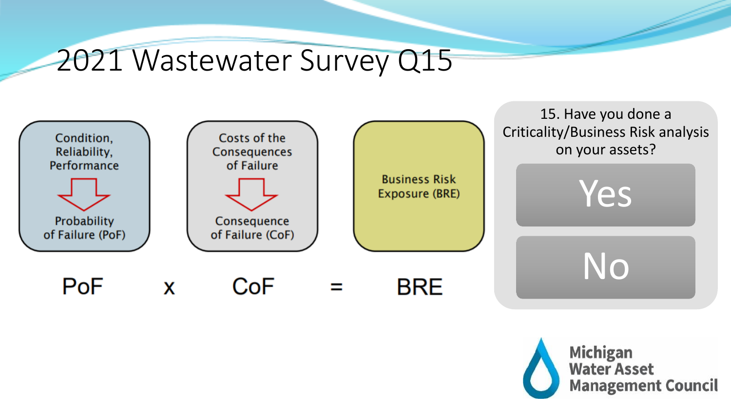# 2021 Wastewater Survey Q15

Condition, Reliability, Performance → Probability of Failure (PoF)

Costs of the Consequences of Failure → Consequence of Failure (CoF)

Business Risk Exposure (BRE)

PoF x CoF = BRE

15. Have you done a Criticality/Business Risk analysis on your assets?

- Yes
- No

Michigan Water Asset Management Council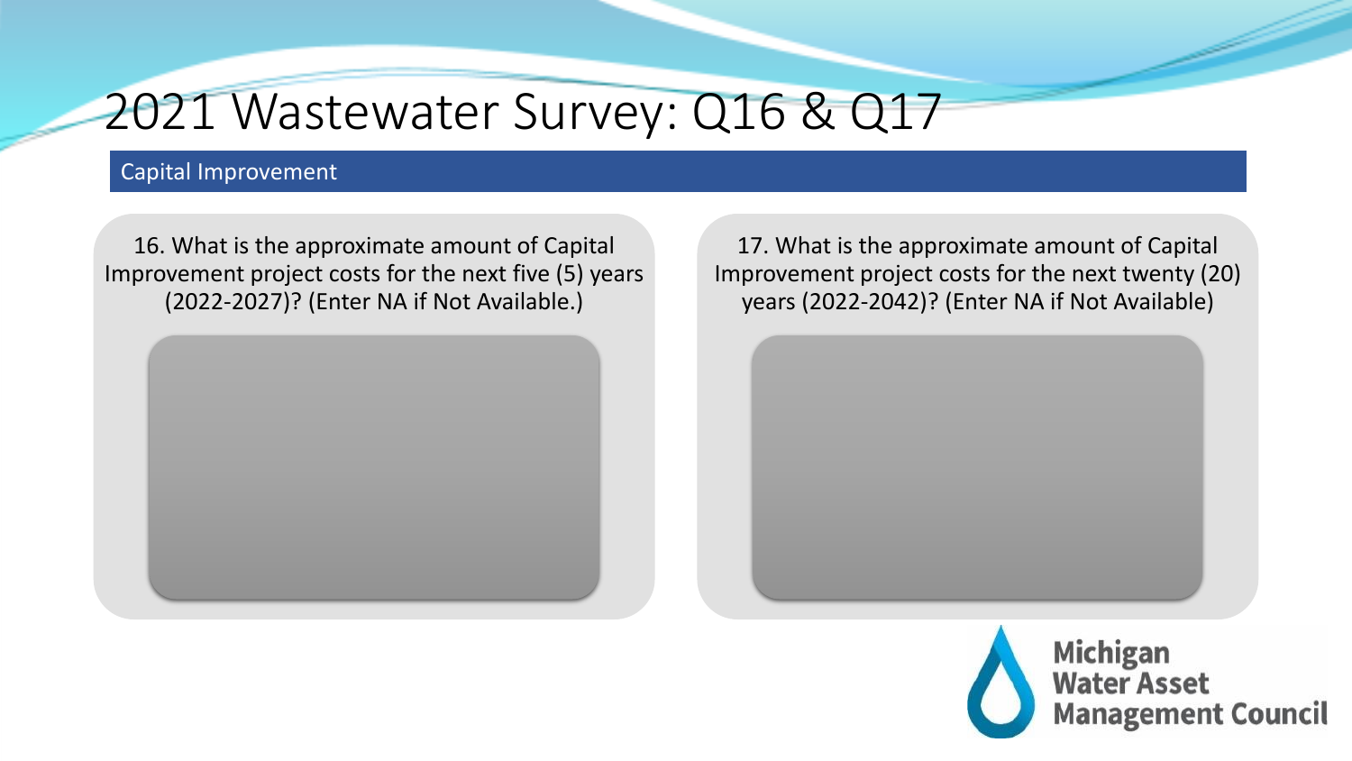# 2021 Wastewater Survey: Q16 & Q17

## Capital Improvement

16. What is the approximate amount of Capital Improvement project costs for the next five (5) years (2022-2027)? (Enter NA if Not Available.)

17. What is the approximate amount of Capital Improvement project costs for the next twenty (20) years (2022-2042)? (Enter NA if Not Available)

Michigan Water Asset Management Council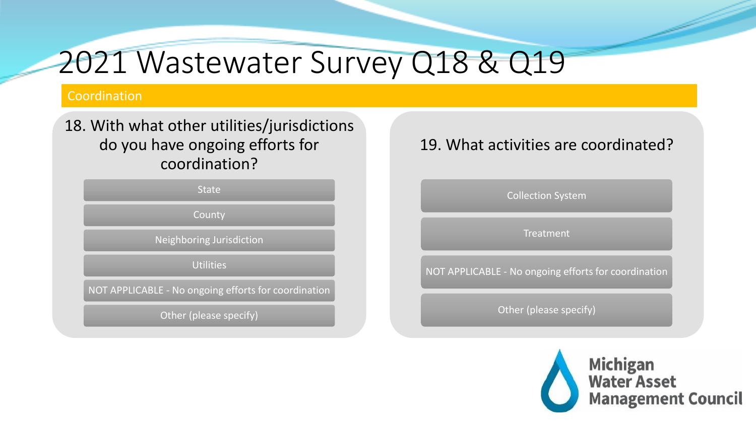# 2021 Wastewater Survey Q18 & Q19

## Coordination

### 18. With what other utilities/jurisdictions do you have ongoing efforts for coordination?

- State
- County
- Neighboring Jurisdiction
- Utilities
- NOT APPLICABLE - No ongoing efforts for coordination
- Other (please specify)

### 19. What activities are coordinated?

- Collection System
- Treatment
- NOT APPLICABLE - No ongoing efforts for coordination
- Other (please specify)

Michigan Water Asset Management Council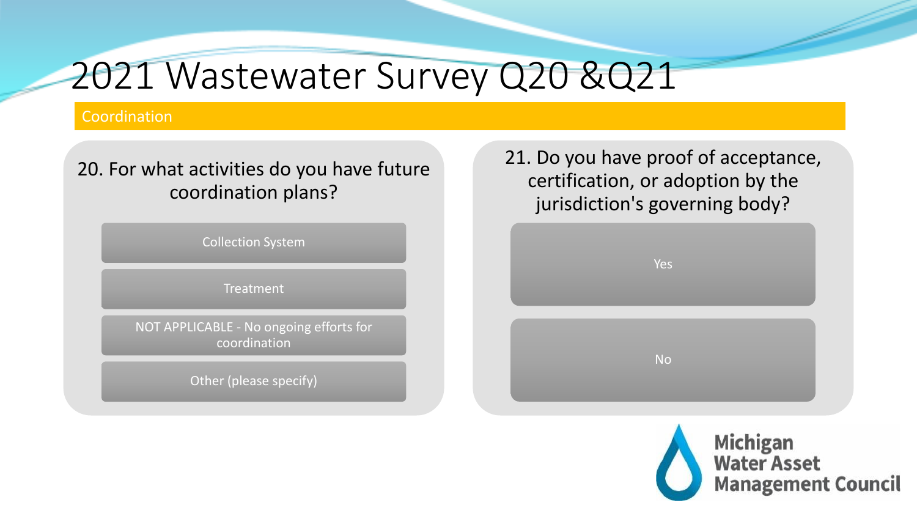# 2021 Wastewater Survey Q20 &Q21

## Coordination

**20. For what activities do you have future coordination plans?**

- Collection System
- Treatment
- NOT APPLICABLE - No ongoing efforts for coordination
- Other (please specify)

**21. Do you have proof of acceptance, certification, or adoption by the jurisdiction's governing body?**

- Yes
- No

Michigan Water Asset Management Council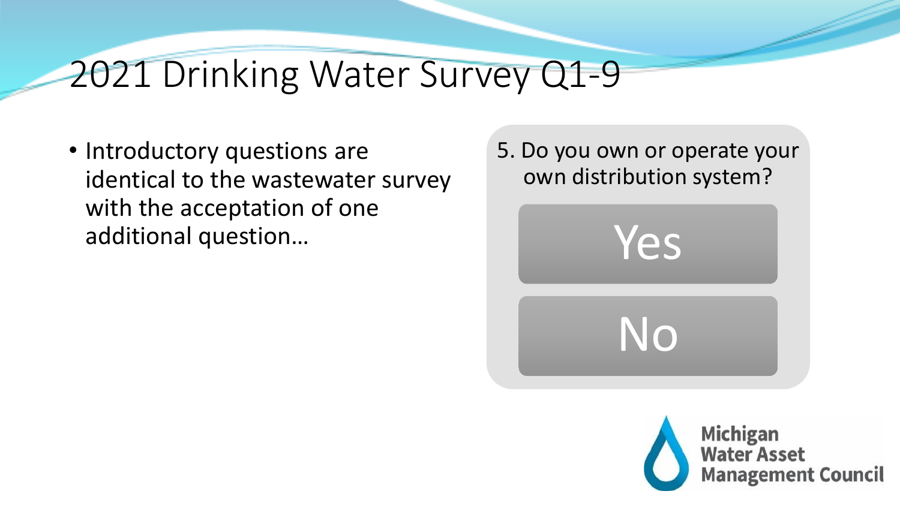# 2021 Drinking Water Survey Q1-9

- Introductory questions are identical to the wastewater survey with the acceptation of one additional question…

5. Do you own or operate your own distribution system?

Yes

No

Michigan Water Asset Management Council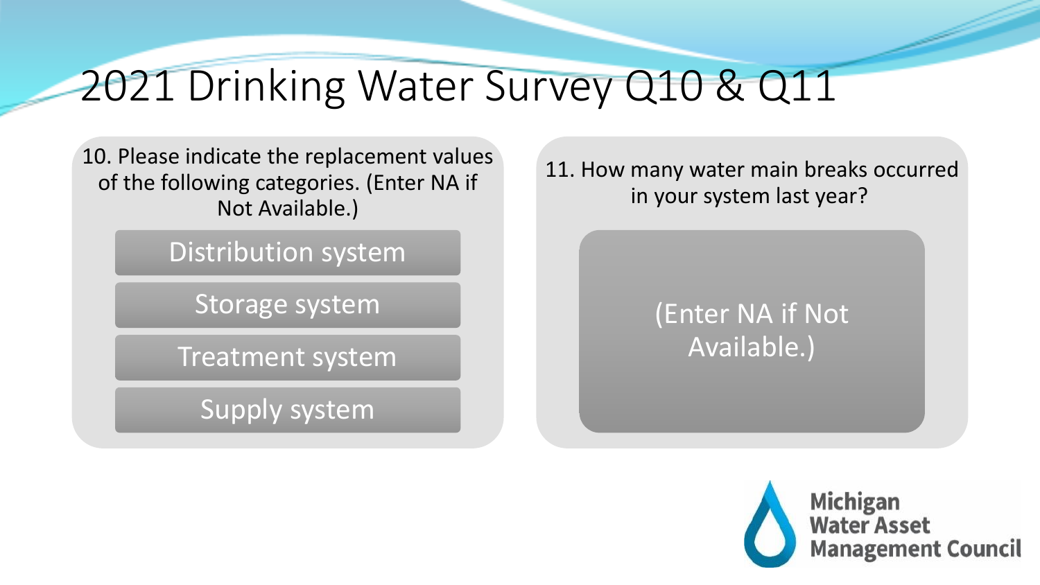# 2021 Drinking Water Survey Q10 & Q11

10. Please indicate the replacement values of the following categories. (Enter NA if Not Available.)

- Distribution system
- Storage system
- Treatment system
- Supply system

11. How many water main breaks occurred in your system last year?

(Enter NA if Not Available.)

Michigan Water Asset Management Council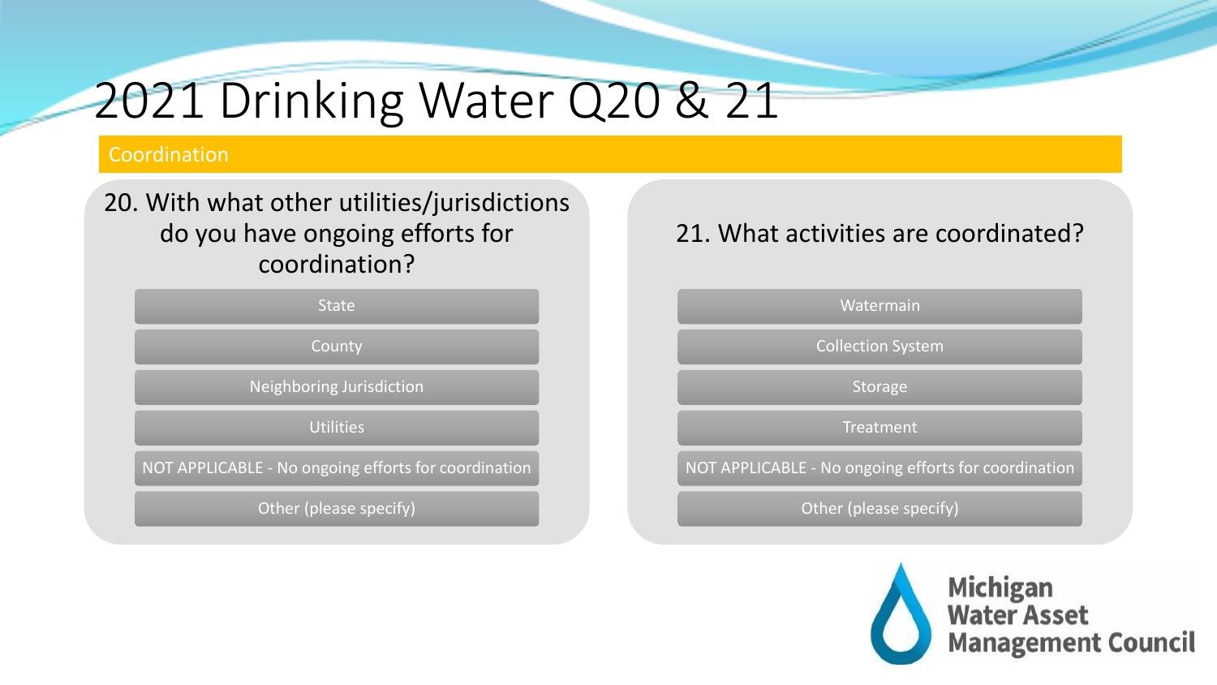# 2021 Drinking Water Q20 & 21

## Coordination

### 20. With what other utilities/jurisdictions do you have ongoing efforts for coordination?

- State
- County
- Neighboring Jurisdiction
- Utilities
- NOT APPLICABLE - No ongoing efforts for coordination
- Other (please specify)

### 21. What activities are coordinated?

- Watermain
- Collection System
- Storage
- Treatment
- NOT APPLICABLE - No ongoing efforts for coordination
- Other (please specify)

Michigan Water Asset Management Council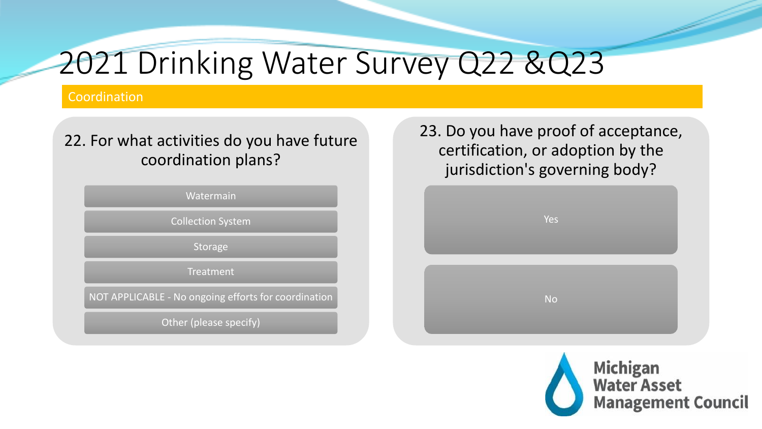# 2021 Drinking Water Survey Q22 &Q23

## Coordination

### 22. For what activities do you have future coordination plans?

- Watermain
- Collection System
- Storage
- Treatment
- NOT APPLICABLE - No ongoing efforts for coordination
- Other (please specify)

### 23. Do you have proof of acceptance, certification, or adoption by the jurisdiction's governing body?

- Yes
- No

Michigan Water Asset Management Council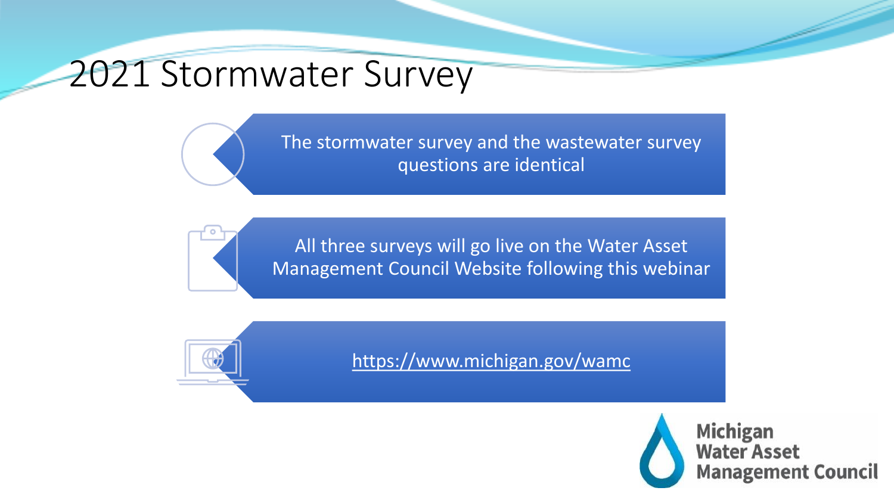# 2021 Stormwater Survey

- The stormwater survey and the wastewater survey questions are identical
- All three surveys will go live on the Water Asset Management Council Website following this webinar
- https://www.michigan.gov/wamc

Michigan Water Asset Management Council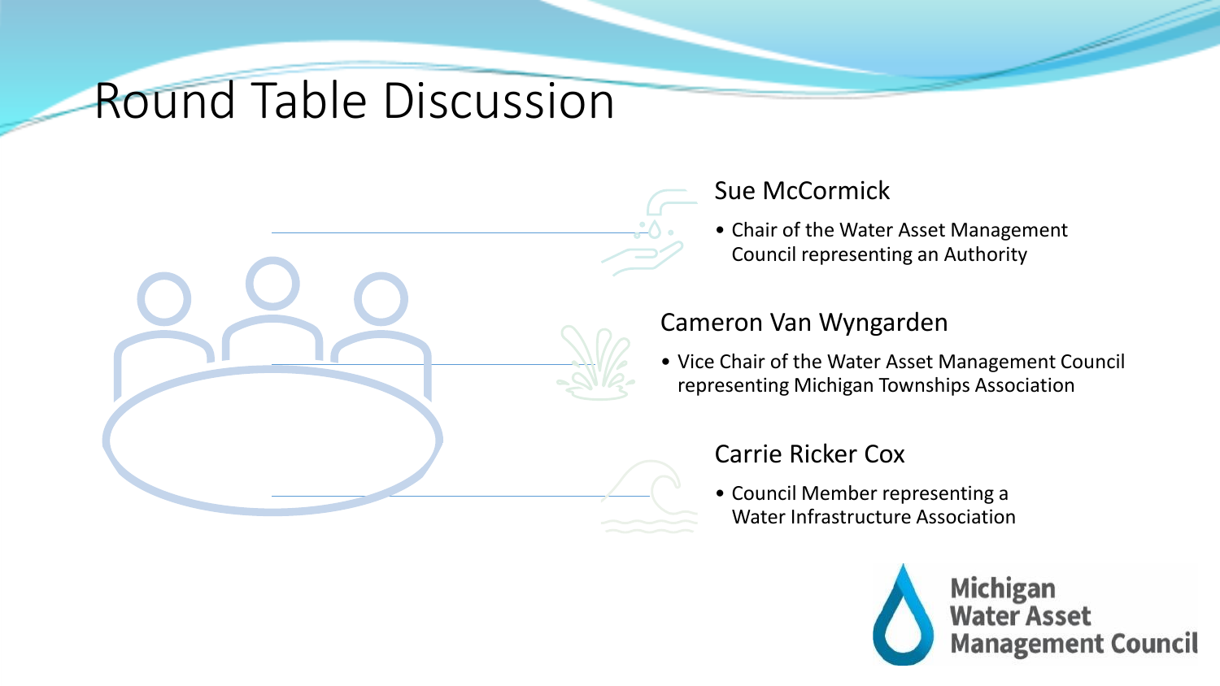# Round Table Discussion

### Sue McCormick

- Chair of the Water Asset Management Council representing an Authority

### Cameron Van Wyngarden

- Vice Chair of the Water Asset Management Council representing Michigan Townships Association

### Carrie Ricker Cox

- Council Member representing a Water Infrastructure Association

Michigan Water Asset Management Council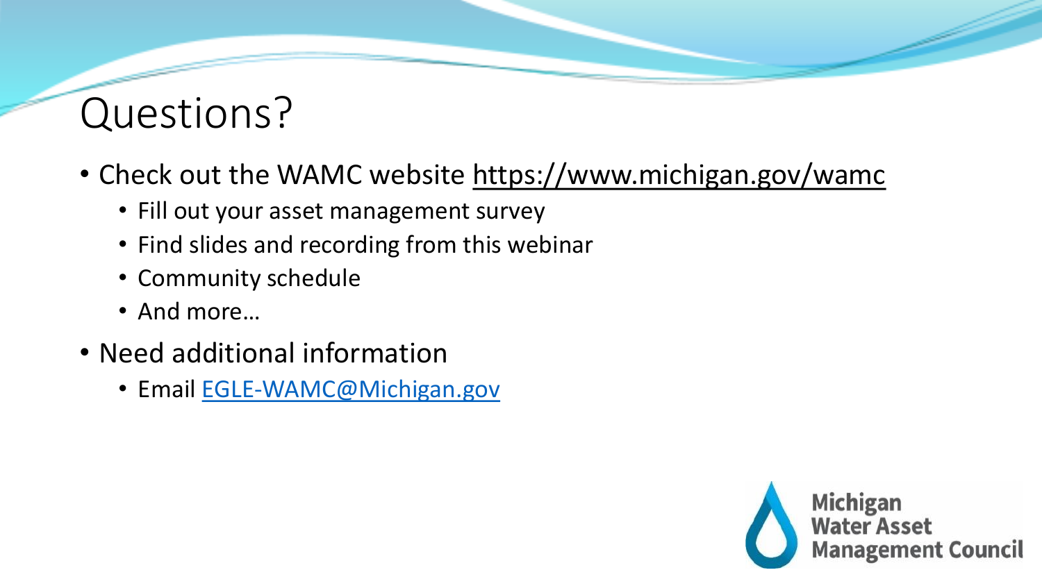# Questions?

- Check out the WAMC website https://www.michigan.gov/wamc
  - Fill out your asset management survey
  - Find slides and recording from this webinar
  - Community schedule
  - And more…
- Need additional information
  - Email EGLE-WAMC@Michigan.gov

Michigan Water Asset Management Council